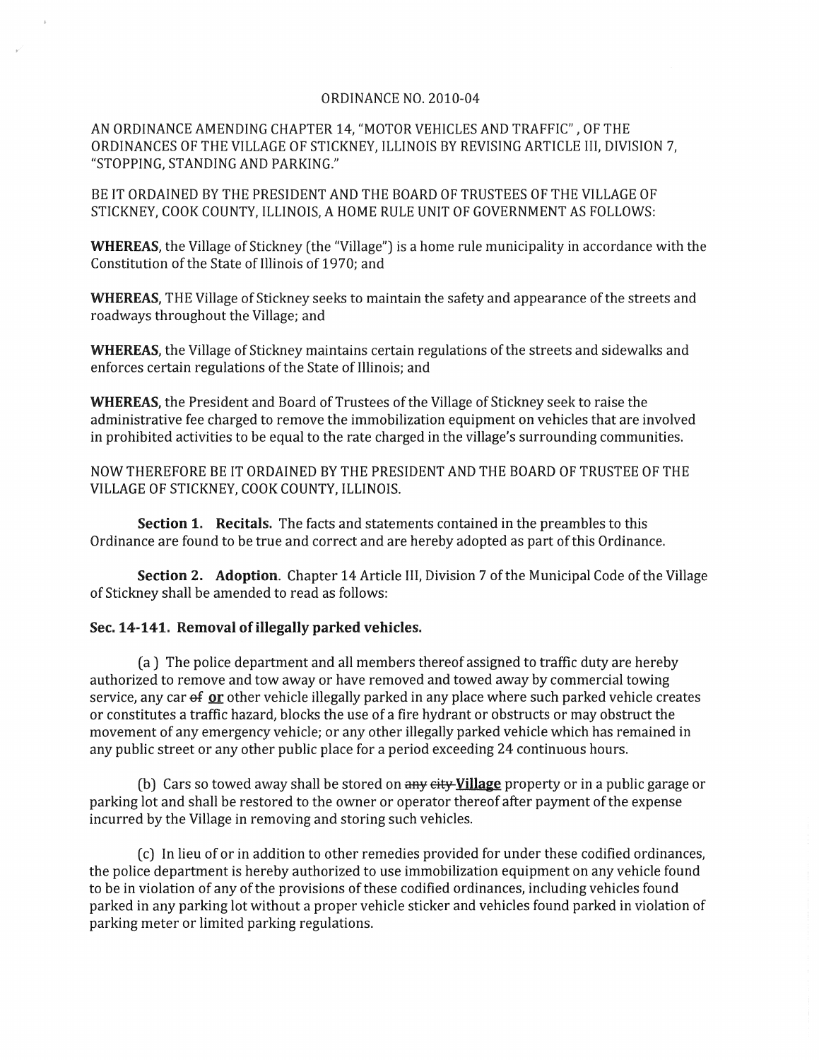ORDINANCE NO. 2010-04

AN ORDINANCE AMENDING CHAPTER 14, "MOTOR VEHICLES AND TRAFFIC" , OF THE ORDINANCES OF THE VILLAGE OF STICKNEY, ILLINOIS BY REVISING ARTICLE III, DIVISION 7, "STOPPING, STANDING AND PARKING."

BE IT ORDAINED BY THE PRESIDENT AND THE BOARD OF TRUSTEES OF THE VILLAGE OF STICKNEY, COOK COUNTY, ILLINOIS, A HOME RULE UNIT OF GOVERNMENT AS FOLLOWS:

**WHEREAS**, the Village of Stickney (the "Village") is a home rule municipality in accordance with the Constitution of the State of Illinois of 1970; and

**WHEREAS**, THE Village of Stickney seeks to maintain the safety and appearance of the streets and roadways throughout the Village; and

**WHEREAS**, the Village of Stickney maintains certain regulations of the streets and sidewalks and enforces certain regulations of the State of Illinois; and

**WHEREAS**, the President and Board of Trustees of the Village of Stickney seek to raise the administrative fee charged to remove the immobilization equipment on vehicles that are involved in prohibited activities to be equal to the rate charged in the village's surrounding communities.

NOW THEREFORE BE IT ORDAINED BY THE PRESIDENT AND THE BOARD OF TRUSTEE OF THE VILLAGE OF STICKNEY, COOK COUNTY, ILLINOIS.

**Section 1. Recitals.** The facts and statements contained in the preambles to this Ordinance are found to be true and correct and are hereby adopted as part of this Ordinance.

**Section 2. Adoption**. Chapter 14 Article III, Division 7 of the Municipal Code of the Village of Stickney shall be amended to read as follows:

**Sec. 14-141. Removal of illegally parked vehicles.**

(a ) The police department and all members thereof assigned to traffic duty are hereby authorized to remove and tow away or have removed and towed away by commercial towing service, any car ~~of~~ **or** other vehicle illegally parked in any place where such parked vehicle creates or constitutes a traffic hazard, blocks the use of a fire hydrant or obstructs or may obstruct the movement of any emergency vehicle; or any other illegally parked vehicle which has remained in any public street or any other public place for a period exceeding 24 continuous hours.

(b) Cars so towed away shall be stored on ~~any city~~ **Village** property or in a public garage or parking lot and shall be restored to the owner or operator thereof after payment of the expense incurred by the Village in removing and storing such vehicles.

(c) In lieu of or in addition to other remedies provided for under these codified ordinances, the police department is hereby authorized to use immobilization equipment on any vehicle found to be in violation of any of the provisions of these codified ordinances, including vehicles found parked in any parking lot without a proper vehicle sticker and vehicles found parked in violation of parking meter or limited parking regulations.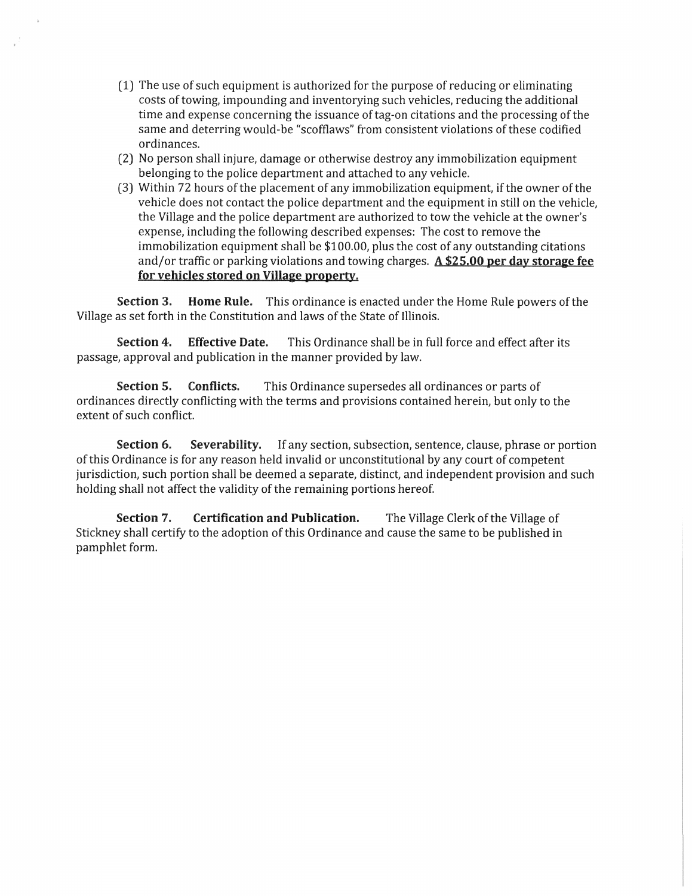(1) The use of such equipment is authorized for the purpose of reducing or eliminating costs of towing, impounding and inventorying such vehicles, reducing the additional time and expense concerning the issuance of tag-on citations and the processing of the same and deterring would-be "scofflaws" from consistent violations of these codified ordinances.

(2) No person shall injure, damage or otherwise destroy any immobilization equipment belonging to the police department and attached to any vehicle.

(3) Within 72 hours of the placement of any immobilization equipment, if the owner of the vehicle does not contact the police department and the equipment in still on the vehicle, the Village and the police department are authorized to tow the vehicle at the owner's expense, including the following described expenses: The cost to remove the immobilization equipment shall be $100.00, plus the cost of any outstanding citations and/or traffic or parking violations and towing charges. **A $25.00 per day storage fee for vehicles stored on Village property.**

**Section 3. Home Rule.** This ordinance is enacted under the Home Rule powers of the Village as set forth in the Constitution and laws of the State of Illinois.

**Section 4. Effective Date.** This Ordinance shall be in full force and effect after its passage, approval and publication in the manner provided by law.

**Section 5. Conflicts.** This Ordinance supersedes all ordinances or parts of ordinances directly conflicting with the terms and provisions contained herein, but only to the extent of such conflict.

**Section 6. Severability.** If any section, subsection, sentence, clause, phrase or portion of this Ordinance is for any reason held invalid or unconstitutional by any court of competent jurisdiction, such portion shall be deemed a separate, distinct, and independent provision and such holding shall not affect the validity of the remaining portions hereof.

**Section 7. Certification and Publication.** The Village Clerk of the Village of Stickney shall certify to the adoption of this Ordinance and cause the same to be published in pamphlet form.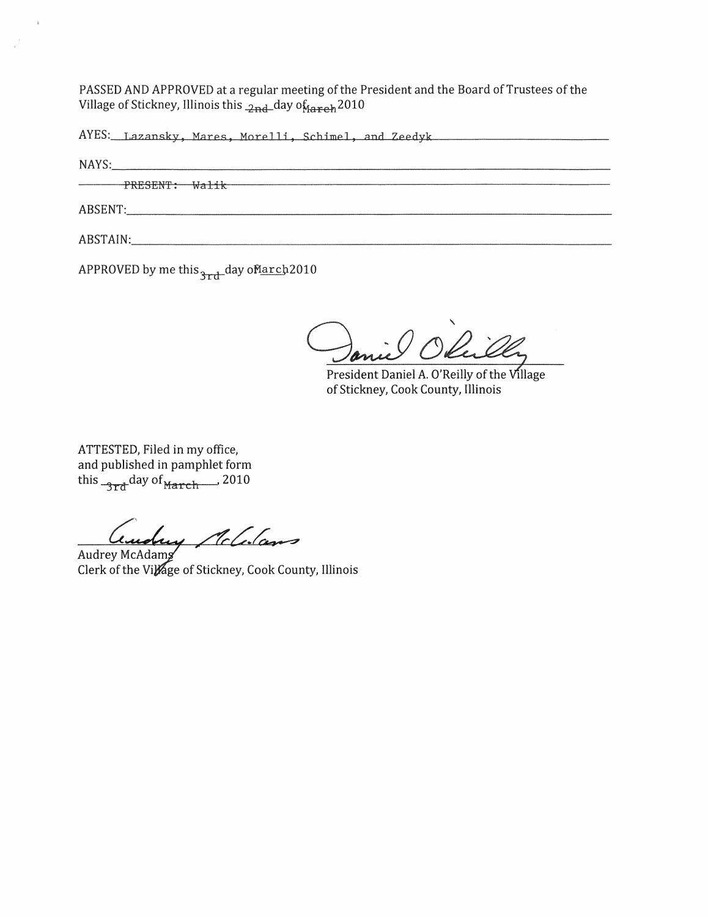PASSED AND APPROVED at a regular meeting of the President and the Board of Trustees of the Village of Stickney, Illinois this 2nd day of March 2010

AYES: Lazansky, Mares, Morelli, Schimel, and Zeedyk

NAYS: 

PRESENT: Walik

ABSENT: 

ABSTAIN: 

APPROVED by me this 3rd day of March 2010

President Daniel A. O'Reilly of the Village of Stickney, Cook County, Illinois

ATTESTED, Filed in my office, and published in pamphlet form this 3rd day of March, 2010

Audrey McAdams
Clerk of the Village of Stickney, Cook County, Illinois